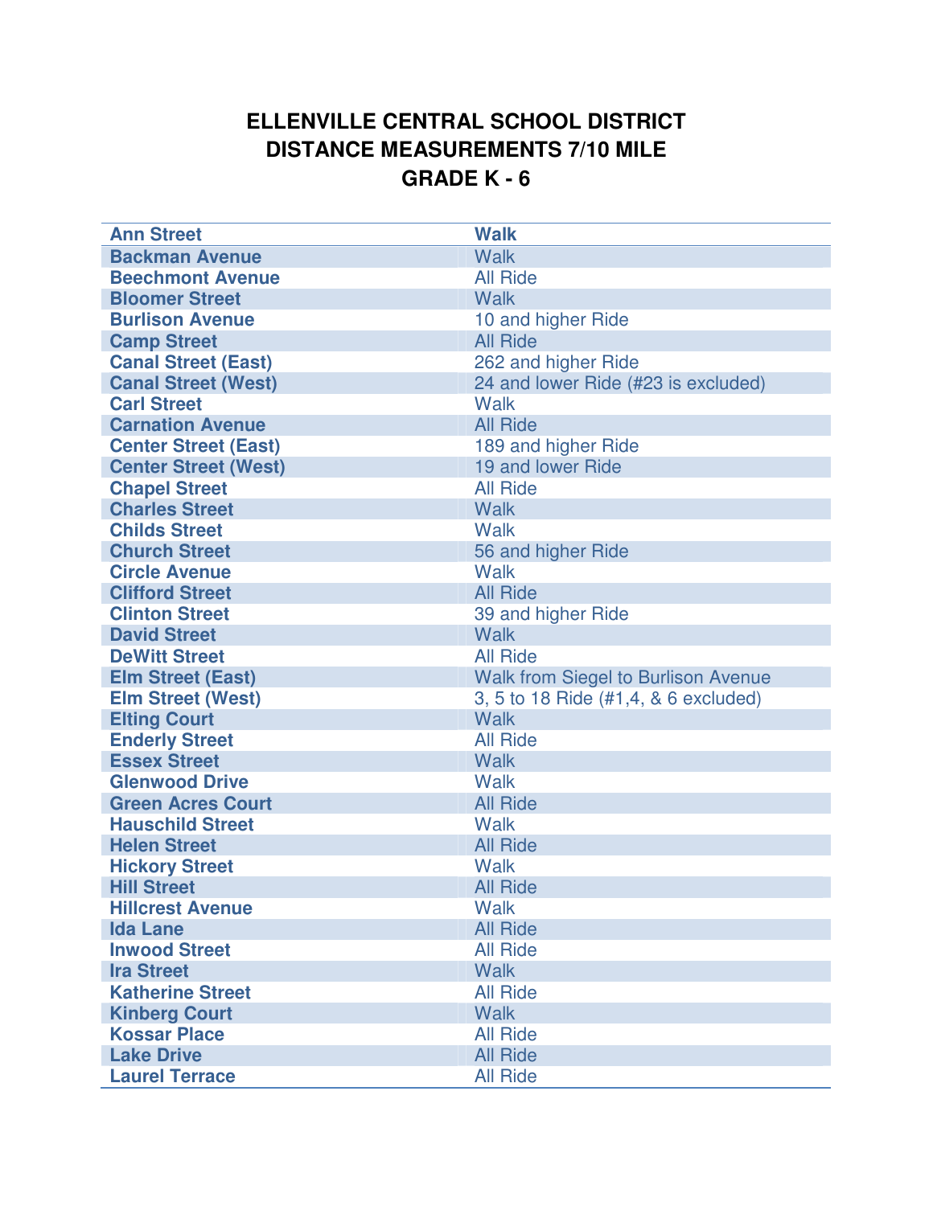# ELLENVILLE CENTRAL SCHOOL DISTRICT
# DISTANCE MEASUREMENTS 7/10 MILE
# GRADE K - 6

| Ann Street | Walk |
|---|---|
| Backman Avenue | Walk |
| Beechmont Avenue | All Ride |
| Bloomer Street | Walk |
| Burlison Avenue | 10 and higher Ride |
| Camp Street | All Ride |
| Canal Street (East) | 262 and higher Ride |
| Canal Street (West) | 24 and lower Ride (#23 is excluded) |
| Carl Street | Walk |
| Carnation Avenue | All Ride |
| Center Street (East) | 189 and higher Ride |
| Center Street (West) | 19 and lower Ride |
| Chapel Street | All Ride |
| Charles Street | Walk |
| Childs Street | Walk |
| Church Street | 56 and higher Ride |
| Circle Avenue | Walk |
| Clifford Street | All Ride |
| Clinton Street | 39 and higher Ride |
| David Street | Walk |
| DeWitt Street | All Ride |
| Elm Street (East) | Walk from Siegel to Burlison Avenue |
| Elm Street (West) | 3, 5 to 18 Ride (#1,4, & 6 excluded) |
| Elting Court | Walk |
| Enderly Street | All Ride |
| Essex Street | Walk |
| Glenwood Drive | Walk |
| Green Acres Court | All Ride |
| Hauschild Street | Walk |
| Helen Street | All Ride |
| Hickory Street | Walk |
| Hill Street | All Ride |
| Hillcrest Avenue | Walk |
| Ida Lane | All Ride |
| Inwood Street | All Ride |
| Ira Street | Walk |
| Katherine Street | All Ride |
| Kinberg Court | Walk |
| Kossar Place | All Ride |
| Lake Drive | All Ride |
| Laurel Terrace | All Ride |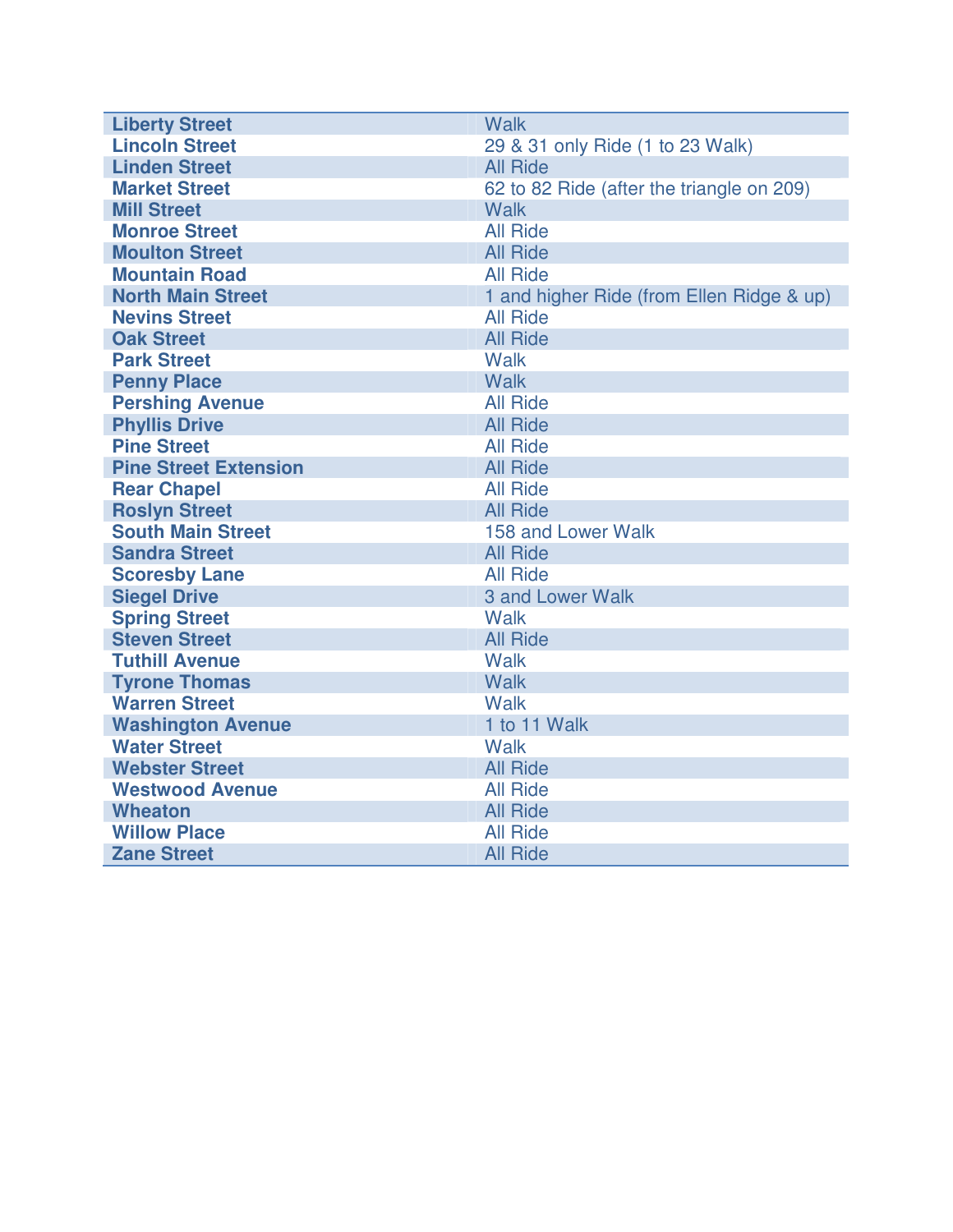| | |
|---|---|
| **Liberty Street** | Walk |
| **Lincoln Street** | 29 & 31 only Ride (1 to 23 Walk) |
| **Linden Street** | All Ride |
| **Market Street** | 62 to 82 Ride (after the triangle on 209) |
| **Mill Street** | Walk |
| **Monroe Street** | All Ride |
| **Moulton Street** | All Ride |
| **Mountain Road** | All Ride |
| **North Main Street** | 1 and higher Ride (from Ellen Ridge & up) |
| **Nevins Street** | All Ride |
| **Oak Street** | All Ride |
| **Park Street** | Walk |
| **Penny Place** | Walk |
| **Pershing Avenue** | All Ride |
| **Phyllis Drive** | All Ride |
| **Pine Street** | All Ride |
| **Pine Street Extension** | All Ride |
| **Rear Chapel** | All Ride |
| **Roslyn Street** | All Ride |
| **South Main Street** | 158 and Lower Walk |
| **Sandra Street** | All Ride |
| **Scoresby Lane** | All Ride |
| **Siegel Drive** | 3 and Lower Walk |
| **Spring Street** | Walk |
| **Steven Street** | All Ride |
| **Tuthill Avenue** | Walk |
| **Tyrone Thomas** | Walk |
| **Warren Street** | Walk |
| **Washington Avenue** | 1 to 11 Walk |
| **Water Street** | Walk |
| **Webster Street** | All Ride |
| **Westwood Avenue** | All Ride |
| **Wheaton** | All Ride |
| **Willow Place** | All Ride |
| **Zane Street** | All Ride |